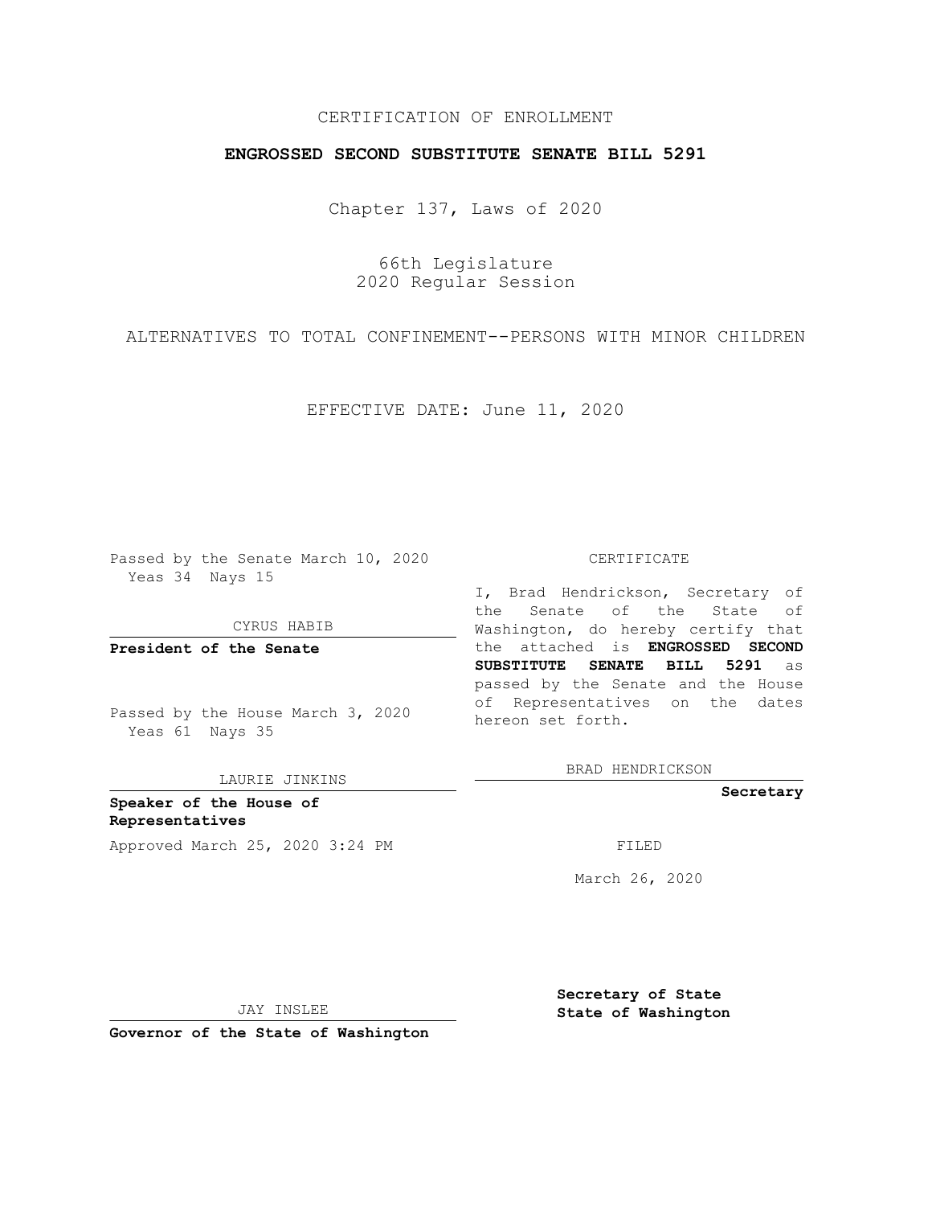CERTIFICATION OF ENROLLMENT

**ENGROSSED SECOND SUBSTITUTE SENATE BILL 5291**

Chapter 137, Laws of 2020

66th Legislature
2020 Regular Session

ALTERNATIVES TO TOTAL CONFINEMENT--PERSONS WITH MINOR CHILDREN

EFFECTIVE DATE: June 11, 2020

Passed by the Senate March 10, 2020
Yeas 34 Nays 15

CYRUS HABIB

**President of the Senate**

Passed by the House March 3, 2020
Yeas 61 Nays 35

LAURIE JINKINS

**Speaker of the House of Representatives**

Approved March 25, 2020 3:24 PM

JAY INSLEE

**Governor of the State of Washington**

CERTIFICATE

I, Brad Hendrickson, Secretary of the Senate of the State of Washington, do hereby certify that the attached is **ENGROSSED SECOND SUBSTITUTE SENATE BILL 5291** as passed by the Senate and the House of Representatives on the dates hereon set forth.

BRAD HENDRICKSON

**Secretary**

FILED

March 26, 2020

**Secretary of State**
**State of Washington**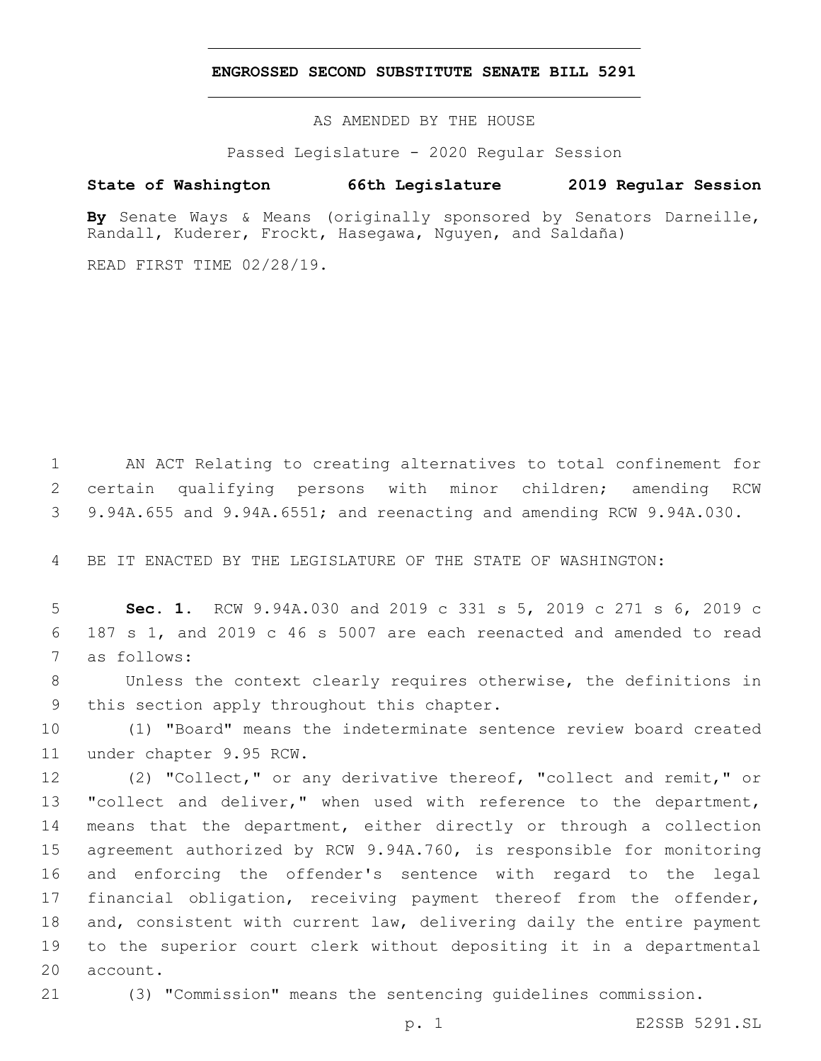# ENGROSSED SECOND SUBSTITUTE SENATE BILL 5291

AS AMENDED BY THE HOUSE

Passed Legislature - 2020 Regular Session

**State of Washington 66th Legislature 2019 Regular Session**

**By** Senate Ways & Means (originally sponsored by Senators Darneille, Randall, Kuderer, Frockt, Hasegawa, Nguyen, and Saldaña)

READ FIRST TIME 02/28/19.

AN ACT Relating to creating alternatives to total confinement for certain qualifying persons with minor children; amending RCW 9.94A.655 and 9.94A.6551; and reenacting and amending RCW 9.94A.030.

BE IT ENACTED BY THE LEGISLATURE OF THE STATE OF WASHINGTON:

**Sec. 1.** RCW 9.94A.030 and 2019 c 331 s 5, 2019 c 271 s 6, 2019 c 187 s 1, and 2019 c 46 s 5007 are each reenacted and amended to read as follows:

Unless the context clearly requires otherwise, the definitions in this section apply throughout this chapter.

(1) "Board" means the indeterminate sentence review board created under chapter 9.95 RCW.

(2) "Collect," or any derivative thereof, "collect and remit," or "collect and deliver," when used with reference to the department, means that the department, either directly or through a collection agreement authorized by RCW 9.94A.760, is responsible for monitoring and enforcing the offender's sentence with regard to the legal financial obligation, receiving payment thereof from the offender, and, consistent with current law, delivering daily the entire payment to the superior court clerk without depositing it in a departmental account.

(3) "Commission" means the sentencing guidelines commission.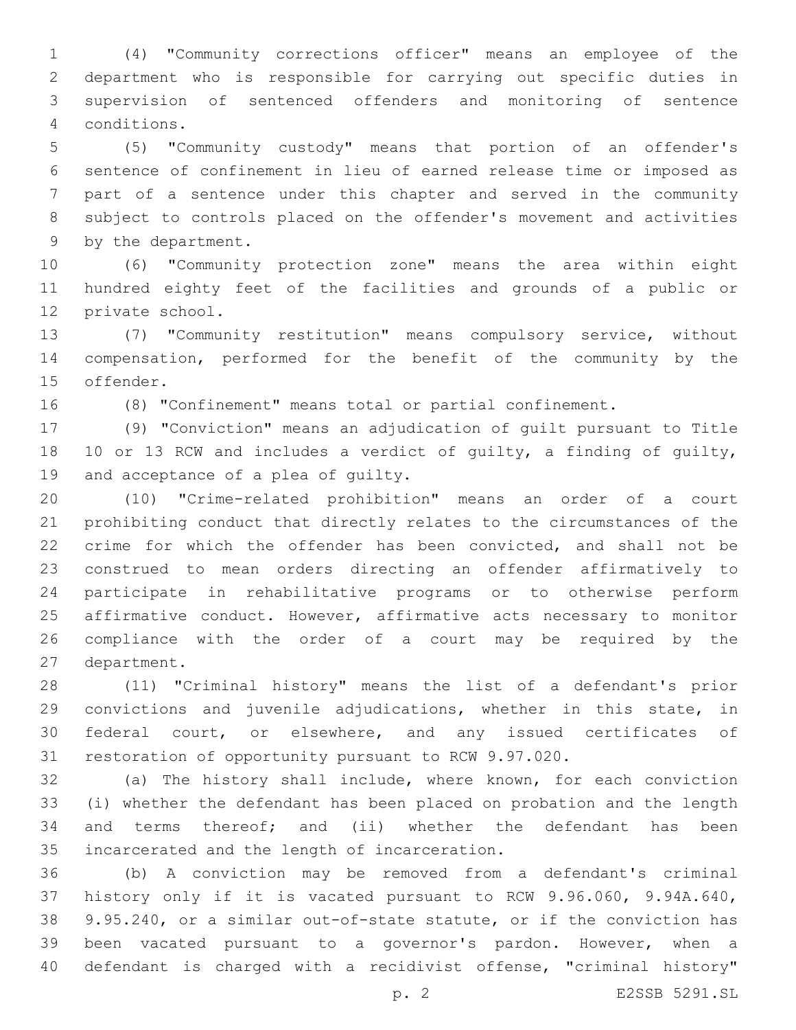(4) "Community corrections officer" means an employee of the department who is responsible for carrying out specific duties in supervision of sentenced offenders and monitoring of sentence conditions.

(5) "Community custody" means that portion of an offender's sentence of confinement in lieu of earned release time or imposed as part of a sentence under this chapter and served in the community subject to controls placed on the offender's movement and activities by the department.

(6) "Community protection zone" means the area within eight hundred eighty feet of the facilities and grounds of a public or private school.

(7) "Community restitution" means compulsory service, without compensation, performed for the benefit of the community by the offender.

(8) "Confinement" means total or partial confinement.

(9) "Conviction" means an adjudication of guilt pursuant to Title 10 or 13 RCW and includes a verdict of guilty, a finding of guilty, and acceptance of a plea of guilty.

(10) "Crime-related prohibition" means an order of a court prohibiting conduct that directly relates to the circumstances of the crime for which the offender has been convicted, and shall not be construed to mean orders directing an offender affirmatively to participate in rehabilitative programs or to otherwise perform affirmative conduct. However, affirmative acts necessary to monitor compliance with the order of a court may be required by the department.

(11) "Criminal history" means the list of a defendant's prior convictions and juvenile adjudications, whether in this state, in federal court, or elsewhere, and any issued certificates of restoration of opportunity pursuant to RCW 9.97.020.

(a) The history shall include, where known, for each conviction (i) whether the defendant has been placed on probation and the length and terms thereof; and (ii) whether the defendant has been incarcerated and the length of incarceration.

(b) A conviction may be removed from a defendant's criminal history only if it is vacated pursuant to RCW 9.96.060, 9.94A.640, 9.95.240, or a similar out-of-state statute, or if the conviction has been vacated pursuant to a governor's pardon. However, when a defendant is charged with a recidivist offense, "criminal history"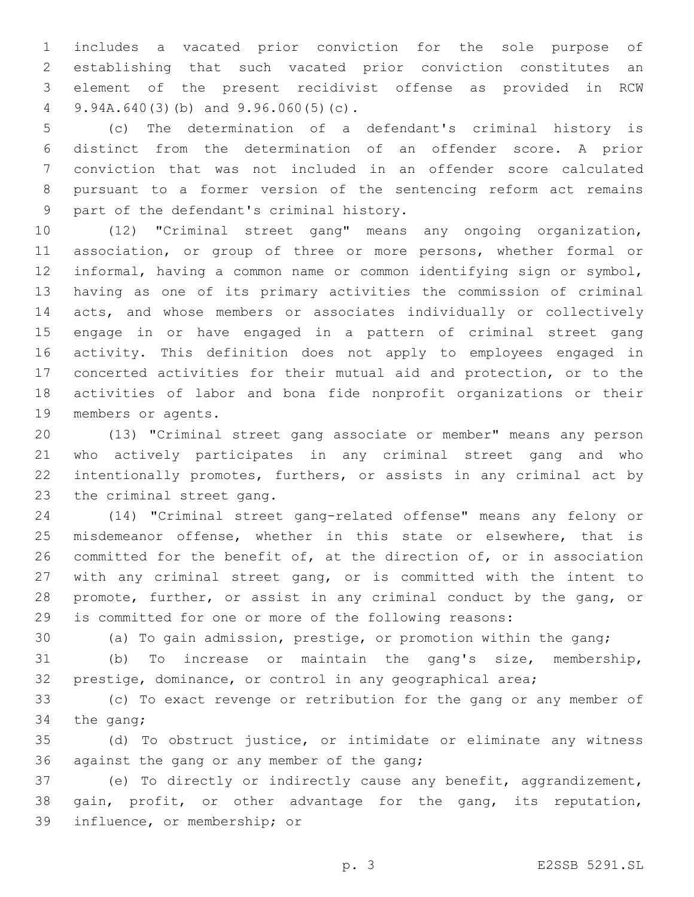includes a vacated prior conviction for the sole purpose of establishing that such vacated prior conviction constitutes an element of the present recidivist offense as provided in RCW 9.94A.640(3)(b) and 9.96.060(5)(c).

(c) The determination of a defendant's criminal history is distinct from the determination of an offender score. A prior conviction that was not included in an offender score calculated pursuant to a former version of the sentencing reform act remains part of the defendant's criminal history.

(12) "Criminal street gang" means any ongoing organization, association, or group of three or more persons, whether formal or informal, having a common name or common identifying sign or symbol, having as one of its primary activities the commission of criminal acts, and whose members or associates individually or collectively engage in or have engaged in a pattern of criminal street gang activity. This definition does not apply to employees engaged in concerted activities for their mutual aid and protection, or to the activities of labor and bona fide nonprofit organizations or their members or agents.

(13) "Criminal street gang associate or member" means any person who actively participates in any criminal street gang and who intentionally promotes, furthers, or assists in any criminal act by the criminal street gang.

(14) "Criminal street gang-related offense" means any felony or misdemeanor offense, whether in this state or elsewhere, that is committed for the benefit of, at the direction of, or in association with any criminal street gang, or is committed with the intent to promote, further, or assist in any criminal conduct by the gang, or is committed for one or more of the following reasons:

(a) To gain admission, prestige, or promotion within the gang;

(b) To increase or maintain the gang's size, membership, prestige, dominance, or control in any geographical area;

(c) To exact revenge or retribution for the gang or any member of the gang;

(d) To obstruct justice, or intimidate or eliminate any witness against the gang or any member of the gang;

(e) To directly or indirectly cause any benefit, aggrandizement, gain, profit, or other advantage for the gang, its reputation, influence, or membership; or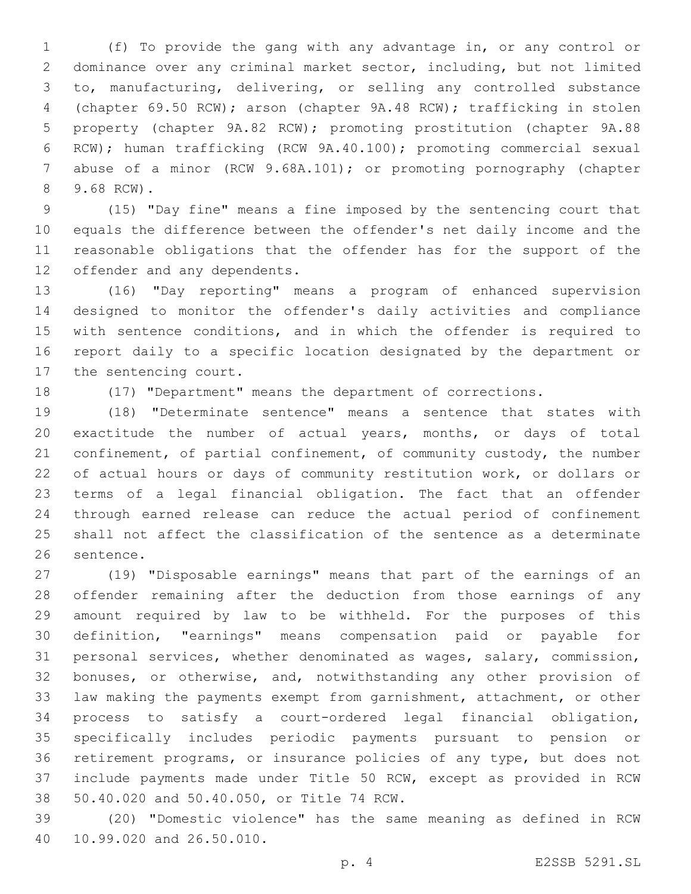(f) To provide the gang with any advantage in, or any control or dominance over any criminal market sector, including, but not limited to, manufacturing, delivering, or selling any controlled substance (chapter 69.50 RCW); arson (chapter 9A.48 RCW); trafficking in stolen property (chapter 9A.82 RCW); promoting prostitution (chapter 9A.88 RCW); human trafficking (RCW 9A.40.100); promoting commercial sexual abuse of a minor (RCW 9.68A.101); or promoting pornography (chapter 9.68 RCW).

(15) "Day fine" means a fine imposed by the sentencing court that equals the difference between the offender's net daily income and the reasonable obligations that the offender has for the support of the offender and any dependents.

(16) "Day reporting" means a program of enhanced supervision designed to monitor the offender's daily activities and compliance with sentence conditions, and in which the offender is required to report daily to a specific location designated by the department or the sentencing court.

(17) "Department" means the department of corrections.

(18) "Determinate sentence" means a sentence that states with exactitude the number of actual years, months, or days of total confinement, of partial confinement, of community custody, the number of actual hours or days of community restitution work, or dollars or terms of a legal financial obligation. The fact that an offender through earned release can reduce the actual period of confinement shall not affect the classification of the sentence as a determinate sentence.

(19) "Disposable earnings" means that part of the earnings of an offender remaining after the deduction from those earnings of any amount required by law to be withheld. For the purposes of this definition, "earnings" means compensation paid or payable for personal services, whether denominated as wages, salary, commission, bonuses, or otherwise, and, notwithstanding any other provision of law making the payments exempt from garnishment, attachment, or other process to satisfy a court-ordered legal financial obligation, specifically includes periodic payments pursuant to pension or retirement programs, or insurance policies of any type, but does not include payments made under Title 50 RCW, except as provided in RCW 50.40.020 and 50.40.050, or Title 74 RCW.

(20) "Domestic violence" has the same meaning as defined in RCW 10.99.020 and 26.50.010.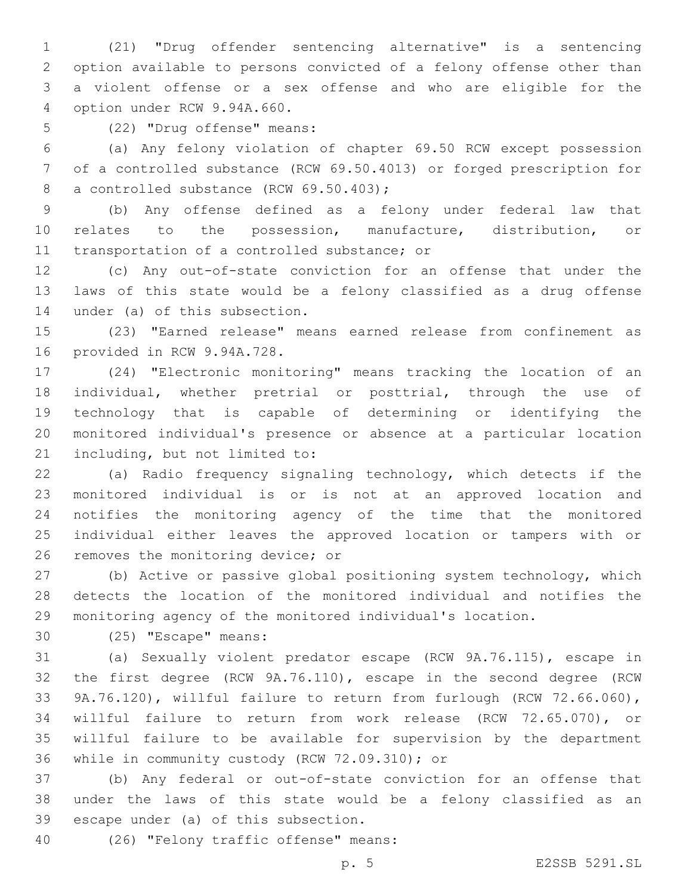(21) "Drug offender sentencing alternative" is a sentencing option available to persons convicted of a felony offense other than a violent offense or a sex offense and who are eligible for the option under RCW 9.94A.660.

(22) "Drug offense" means:

(a) Any felony violation of chapter 69.50 RCW except possession of a controlled substance (RCW 69.50.4013) or forged prescription for a controlled substance (RCW 69.50.403);

(b) Any offense defined as a felony under federal law that relates to the possession, manufacture, distribution, or transportation of a controlled substance; or

(c) Any out-of-state conviction for an offense that under the laws of this state would be a felony classified as a drug offense under (a) of this subsection.

(23) "Earned release" means earned release from confinement as provided in RCW 9.94A.728.

(24) "Electronic monitoring" means tracking the location of an individual, whether pretrial or posttrial, through the use of technology that is capable of determining or identifying the monitored individual's presence or absence at a particular location including, but not limited to:

(a) Radio frequency signaling technology, which detects if the monitored individual is or is not at an approved location and notifies the monitoring agency of the time that the monitored individual either leaves the approved location or tampers with or removes the monitoring device; or

(b) Active or passive global positioning system technology, which detects the location of the monitored individual and notifies the monitoring agency of the monitored individual's location.

(25) "Escape" means:

(a) Sexually violent predator escape (RCW 9A.76.115), escape in the first degree (RCW 9A.76.110), escape in the second degree (RCW 9A.76.120), willful failure to return from furlough (RCW 72.66.060), willful failure to return from work release (RCW 72.65.070), or willful failure to be available for supervision by the department while in community custody (RCW 72.09.310); or

(b) Any federal or out-of-state conviction for an offense that under the laws of this state would be a felony classified as an escape under (a) of this subsection.

(26) "Felony traffic offense" means: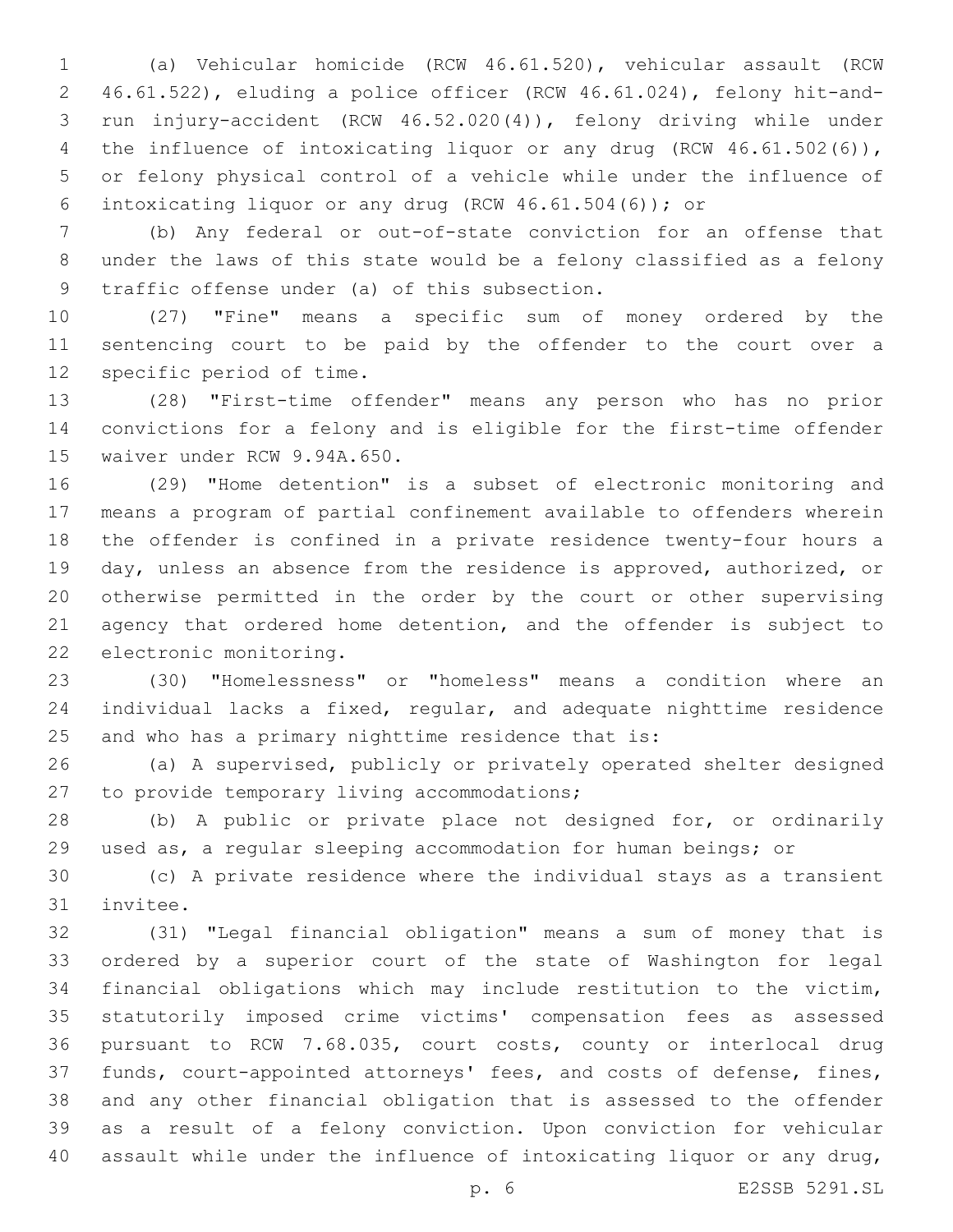(a) Vehicular homicide (RCW 46.61.520), vehicular assault (RCW 46.61.522), eluding a police officer (RCW 46.61.024), felony hit-and-run injury-accident (RCW 46.52.020(4)), felony driving while under the influence of intoxicating liquor or any drug (RCW 46.61.502(6)), or felony physical control of a vehicle while under the influence of intoxicating liquor or any drug (RCW 46.61.504(6)); or

(b) Any federal or out-of-state conviction for an offense that under the laws of this state would be a felony classified as a felony traffic offense under (a) of this subsection.

(27) "Fine" means a specific sum of money ordered by the sentencing court to be paid by the offender to the court over a specific period of time.

(28) "First-time offender" means any person who has no prior convictions for a felony and is eligible for the first-time offender waiver under RCW 9.94A.650.

(29) "Home detention" is a subset of electronic monitoring and means a program of partial confinement available to offenders wherein the offender is confined in a private residence twenty-four hours a day, unless an absence from the residence is approved, authorized, or otherwise permitted in the order by the court or other supervising agency that ordered home detention, and the offender is subject to electronic monitoring.

(30) "Homelessness" or "homeless" means a condition where an individual lacks a fixed, regular, and adequate nighttime residence and who has a primary nighttime residence that is:

(a) A supervised, publicly or privately operated shelter designed to provide temporary living accommodations;

(b) A public or private place not designed for, or ordinarily used as, a regular sleeping accommodation for human beings; or

(c) A private residence where the individual stays as a transient invitee.

(31) "Legal financial obligation" means a sum of money that is ordered by a superior court of the state of Washington for legal financial obligations which may include restitution to the victim, statutorily imposed crime victims' compensation fees as assessed pursuant to RCW 7.68.035, court costs, county or interlocal drug funds, court-appointed attorneys' fees, and costs of defense, fines, and any other financial obligation that is assessed to the offender as a result of a felony conviction. Upon conviction for vehicular assault while under the influence of intoxicating liquor or any drug,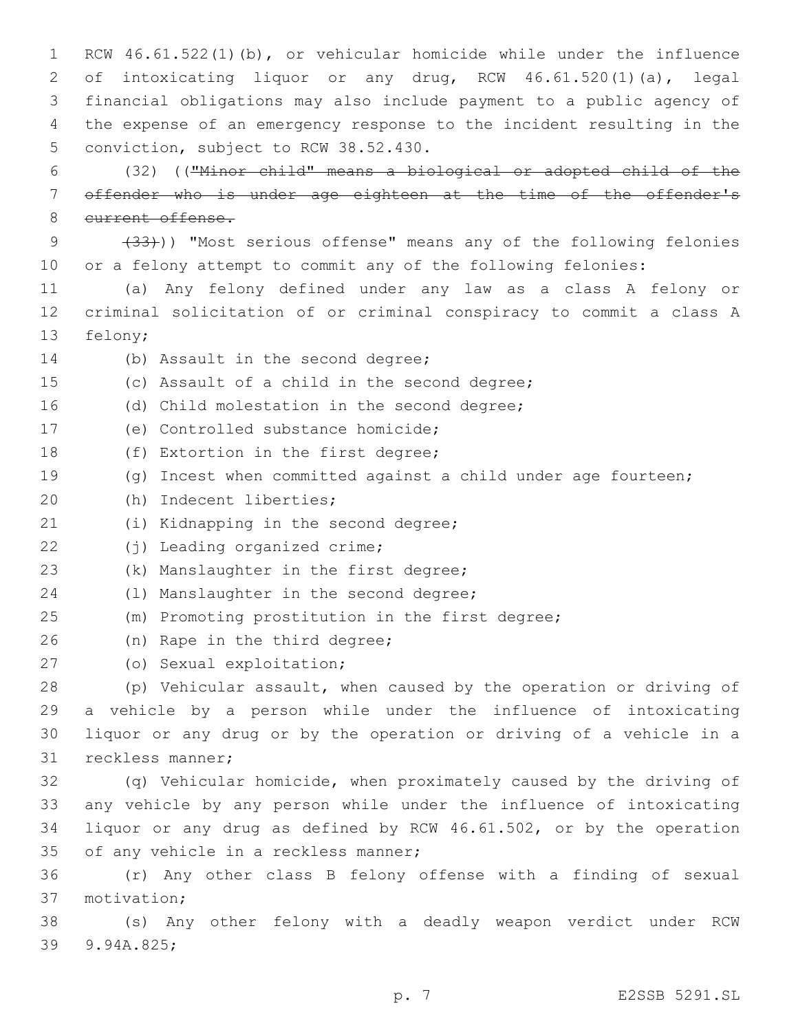RCW 46.61.522(1)(b), or vehicular homicide while under the influence of intoxicating liquor or any drug, RCW 46.61.520(1)(a), legal financial obligations may also include payment to a public agency of the expense of an emergency response to the incident resulting in the conviction, subject to RCW 38.52.430.

(32) ((~~"Minor child" means a biological or adopted child of the offender who is under age eighteen at the time of the offender's current offense.~~

~~(33)~~)) "Most serious offense" means any of the following felonies or a felony attempt to commit any of the following felonies:

(a) Any felony defined under any law as a class A felony or criminal solicitation of or criminal conspiracy to commit a class A felony;

(b) Assault in the second degree;

(c) Assault of a child in the second degree;

(d) Child molestation in the second degree;

(e) Controlled substance homicide;

(f) Extortion in the first degree;

(g) Incest when committed against a child under age fourteen;

(h) Indecent liberties;

(i) Kidnapping in the second degree;

(j) Leading organized crime;

(k) Manslaughter in the first degree;

(l) Manslaughter in the second degree;

(m) Promoting prostitution in the first degree;

(n) Rape in the third degree;

(o) Sexual exploitation;

(p) Vehicular assault, when caused by the operation or driving of a vehicle by a person while under the influence of intoxicating liquor or any drug or by the operation or driving of a vehicle in a reckless manner;

(q) Vehicular homicide, when proximately caused by the driving of any vehicle by any person while under the influence of intoxicating liquor or any drug as defined by RCW 46.61.502, or by the operation of any vehicle in a reckless manner;

(r) Any other class B felony offense with a finding of sexual motivation;

(s) Any other felony with a deadly weapon verdict under RCW 9.94A.825;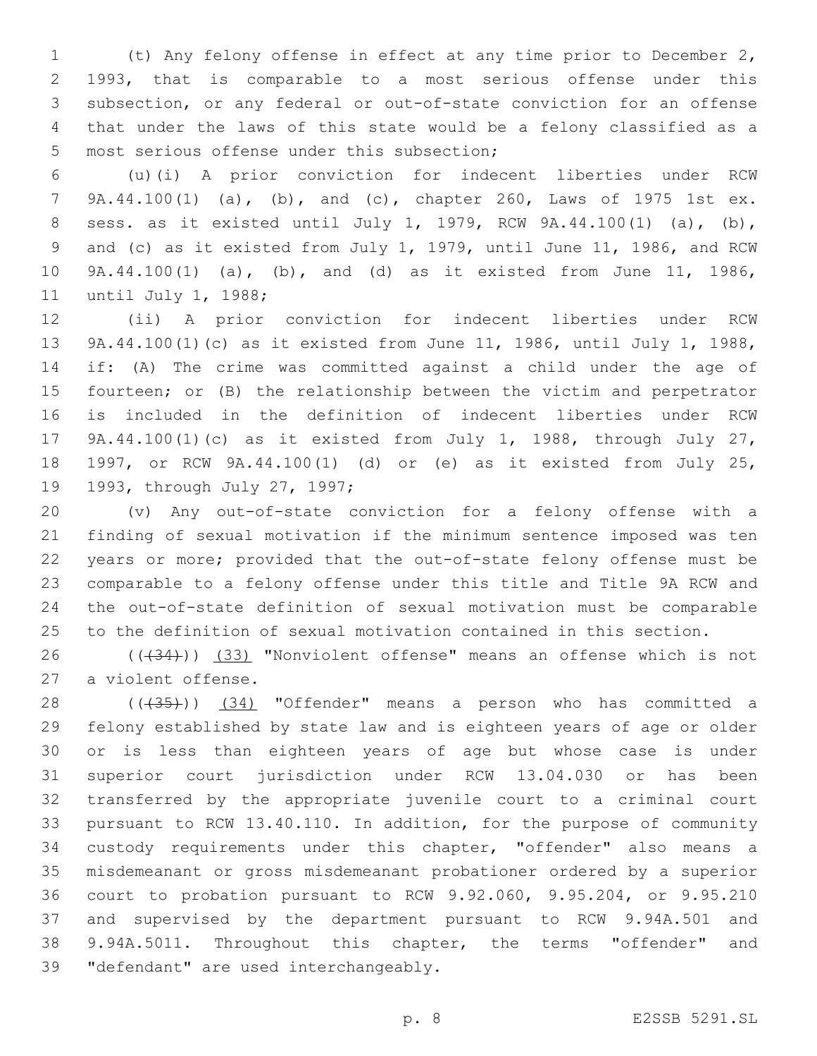(t) Any felony offense in effect at any time prior to December 2, 1993, that is comparable to a most serious offense under this subsection, or any federal or out-of-state conviction for an offense that under the laws of this state would be a felony classified as a most serious offense under this subsection;

(u)(i) A prior conviction for indecent liberties under RCW 9A.44.100(1) (a), (b), and (c), chapter 260, Laws of 1975 1st ex. sess. as it existed until July 1, 1979, RCW 9A.44.100(1) (a), (b), and (c) as it existed from July 1, 1979, until June 11, 1986, and RCW 9A.44.100(1) (a), (b), and (d) as it existed from June 11, 1986, until July 1, 1988;

(ii) A prior conviction for indecent liberties under RCW 9A.44.100(1)(c) as it existed from June 11, 1986, until July 1, 1988, if: (A) The crime was committed against a child under the age of fourteen; or (B) the relationship between the victim and perpetrator is included in the definition of indecent liberties under RCW 9A.44.100(1)(c) as it existed from July 1, 1988, through July 27, 1997, or RCW 9A.44.100(1) (d) or (e) as it existed from July 25, 1993, through July 27, 1997;

(v) Any out-of-state conviction for a felony offense with a finding of sexual motivation if the minimum sentence imposed was ten years or more; provided that the out-of-state felony offense must be comparable to a felony offense under this title and Title 9A RCW and the out-of-state definition of sexual motivation must be comparable to the definition of sexual motivation contained in this section.

~~((34))~~ (33) "Nonviolent offense" means an offense which is not a violent offense.

~~((35))~~ (34) "Offender" means a person who has committed a felony established by state law and is eighteen years of age or older or is less than eighteen years of age but whose case is under superior court jurisdiction under RCW 13.04.030 or has been transferred by the appropriate juvenile court to a criminal court pursuant to RCW 13.40.110. In addition, for the purpose of community custody requirements under this chapter, "offender" also means a misdemeanant or gross misdemeanant probationer ordered by a superior court to probation pursuant to RCW 9.92.060, 9.95.204, or 9.95.210 and supervised by the department pursuant to RCW 9.94A.501 and 9.94A.5011. Throughout this chapter, the terms "offender" and "defendant" are used interchangeably.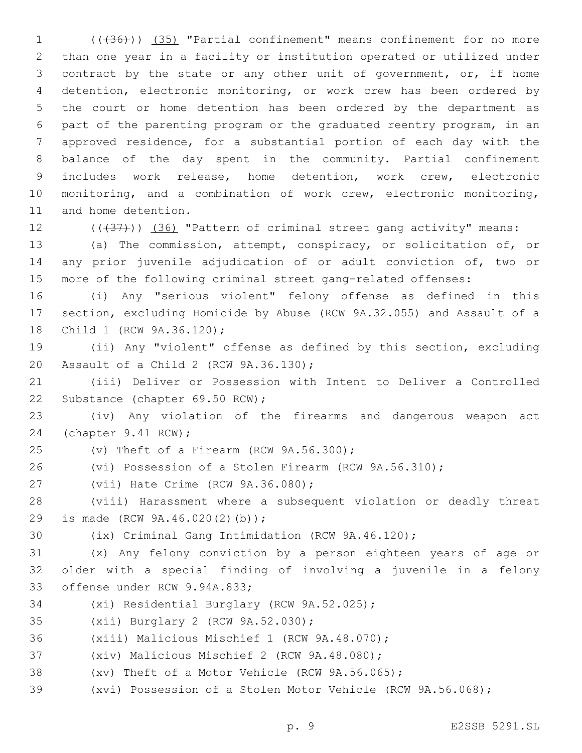((~~(36)~~)) (35) "Partial confinement" means confinement for no more than one year in a facility or institution operated or utilized under contract by the state or any other unit of government, or, if home detention, electronic monitoring, or work crew has been ordered by the court or home detention has been ordered by the department as part of the parenting program or the graduated reentry program, in an approved residence, for a substantial portion of each day with the balance of the day spent in the community. Partial confinement includes work release, home detention, work crew, electronic monitoring, and a combination of work crew, electronic monitoring, and home detention.

((~~(37)~~)) (36) "Pattern of criminal street gang activity" means:

(a) The commission, attempt, conspiracy, or solicitation of, or any prior juvenile adjudication of or adult conviction of, two or more of the following criminal street gang-related offenses:

(i) Any "serious violent" felony offense as defined in this section, excluding Homicide by Abuse (RCW 9A.32.055) and Assault of a Child 1 (RCW 9A.36.120);

(ii) Any "violent" offense as defined by this section, excluding Assault of a Child 2 (RCW 9A.36.130);

(iii) Deliver or Possession with Intent to Deliver a Controlled Substance (chapter 69.50 RCW);

(iv) Any violation of the firearms and dangerous weapon act (chapter 9.41 RCW);

(v) Theft of a Firearm (RCW 9A.56.300);

(vi) Possession of a Stolen Firearm (RCW 9A.56.310);

(vii) Hate Crime (RCW 9A.36.080);

(viii) Harassment where a subsequent violation or deadly threat is made (RCW 9A.46.020(2)(b));

(ix) Criminal Gang Intimidation (RCW 9A.46.120);

(x) Any felony conviction by a person eighteen years of age or older with a special finding of involving a juvenile in a felony offense under RCW 9.94A.833;

(xi) Residential Burglary (RCW 9A.52.025);

(xii) Burglary 2 (RCW 9A.52.030);

(xiii) Malicious Mischief 1 (RCW 9A.48.070);

(xiv) Malicious Mischief 2 (RCW 9A.48.080);

(xv) Theft of a Motor Vehicle (RCW 9A.56.065);

(xvi) Possession of a Stolen Motor Vehicle (RCW 9A.56.068);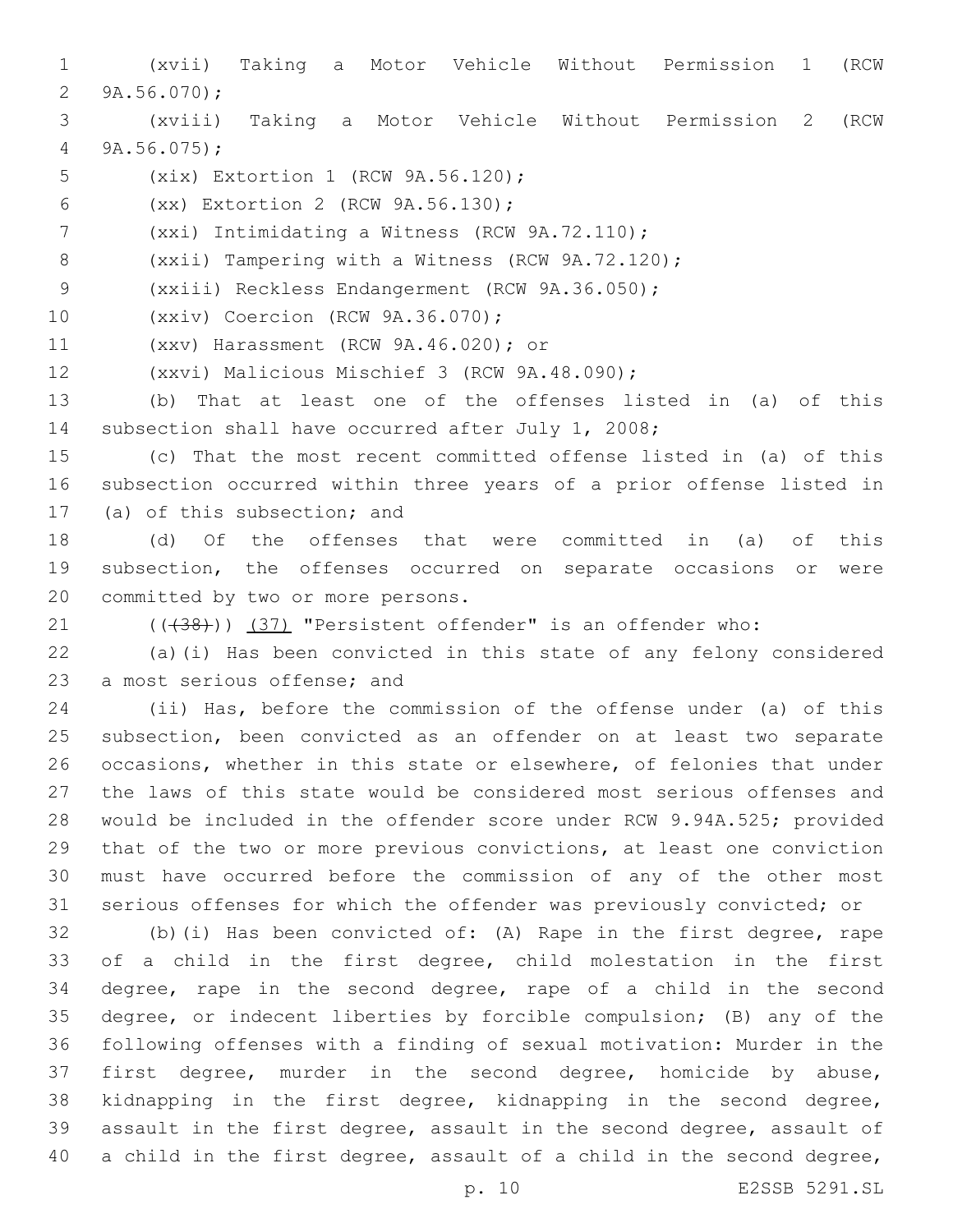(xvii) Taking a Motor Vehicle Without Permission 1 (RCW 9A.56.070);

(xviii) Taking a Motor Vehicle Without Permission 2 (RCW 9A.56.075);

(xix) Extortion 1 (RCW 9A.56.120);

(xx) Extortion 2 (RCW 9A.56.130);

(xxi) Intimidating a Witness (RCW 9A.72.110);

(xxii) Tampering with a Witness (RCW 9A.72.120);

(xxiii) Reckless Endangerment (RCW 9A.36.050);

(xxiv) Coercion (RCW 9A.36.070);

(xxv) Harassment (RCW 9A.46.020); or

(xxvi) Malicious Mischief 3 (RCW 9A.48.090);

(b) That at least one of the offenses listed in (a) of this subsection shall have occurred after July 1, 2008;

(c) That the most recent committed offense listed in (a) of this subsection occurred within three years of a prior offense listed in (a) of this subsection; and

(d) Of the offenses that were committed in (a) of this subsection, the offenses occurred on separate occasions or were committed by two or more persons.

(((38))) (37) "Persistent offender" is an offender who:

(a)(i) Has been convicted in this state of any felony considered a most serious offense; and

(ii) Has, before the commission of the offense under (a) of this subsection, been convicted as an offender on at least two separate occasions, whether in this state or elsewhere, of felonies that under the laws of this state would be considered most serious offenses and would be included in the offender score under RCW 9.94A.525; provided that of the two or more previous convictions, at least one conviction must have occurred before the commission of any of the other most serious offenses for which the offender was previously convicted; or

(b)(i) Has been convicted of: (A) Rape in the first degree, rape of a child in the first degree, child molestation in the first degree, rape in the second degree, rape of a child in the second degree, or indecent liberties by forcible compulsion; (B) any of the following offenses with a finding of sexual motivation: Murder in the first degree, murder in the second degree, homicide by abuse, kidnapping in the first degree, kidnapping in the second degree, assault in the first degree, assault in the second degree, assault of a child in the first degree, assault of a child in the second degree,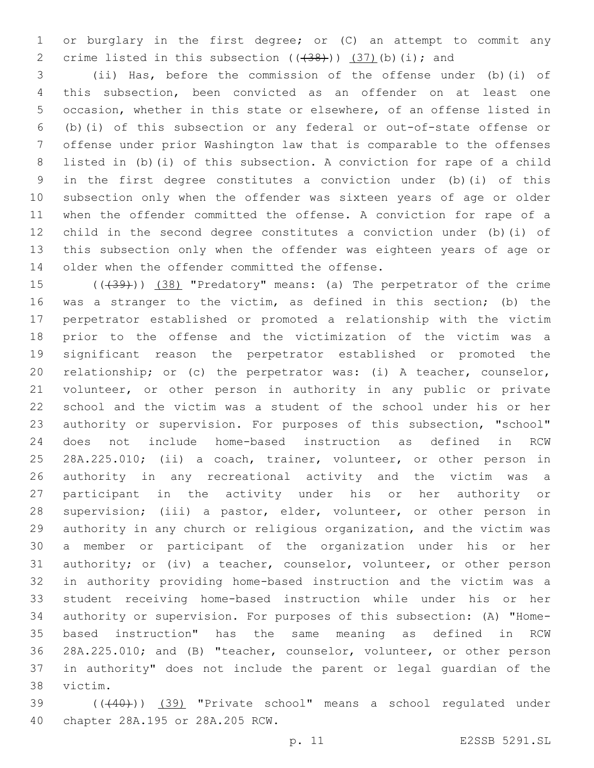or burglary in the first degree; or (C) an attempt to commit any crime listed in this subsection ((~~(38)~~)) (37)(b)(i); and

(ii) Has, before the commission of the offense under (b)(i) of this subsection, been convicted as an offender on at least one occasion, whether in this state or elsewhere, of an offense listed in (b)(i) of this subsection or any federal or out-of-state offense or offense under prior Washington law that is comparable to the offenses listed in (b)(i) of this subsection. A conviction for rape of a child in the first degree constitutes a conviction under (b)(i) of this subsection only when the offender was sixteen years of age or older when the offender committed the offense. A conviction for rape of a child in the second degree constitutes a conviction under (b)(i) of this subsection only when the offender was eighteen years of age or older when the offender committed the offense.

((~~(39)~~)) (38) "Predatory" means: (a) The perpetrator of the crime was a stranger to the victim, as defined in this section; (b) the perpetrator established or promoted a relationship with the victim prior to the offense and the victimization of the victim was a significant reason the perpetrator established or promoted the relationship; or (c) the perpetrator was: (i) A teacher, counselor, volunteer, or other person in authority in any public or private school and the victim was a student of the school under his or her authority or supervision. For purposes of this subsection, "school" does not include home-based instruction as defined in RCW 28A.225.010; (ii) a coach, trainer, volunteer, or other person in authority in any recreational activity and the victim was a participant in the activity under his or her authority or supervision; (iii) a pastor, elder, volunteer, or other person in authority in any church or religious organization, and the victim was a member or participant of the organization under his or her authority; or (iv) a teacher, counselor, volunteer, or other person in authority providing home-based instruction and the victim was a student receiving home-based instruction while under his or her authority or supervision. For purposes of this subsection: (A) "Home-based instruction" has the same meaning as defined in RCW 28A.225.010; and (B) "teacher, counselor, volunteer, or other person in authority" does not include the parent or legal guardian of the victim.

((~~(40)~~)) (39) "Private school" means a school regulated under chapter 28A.195 or 28A.205 RCW.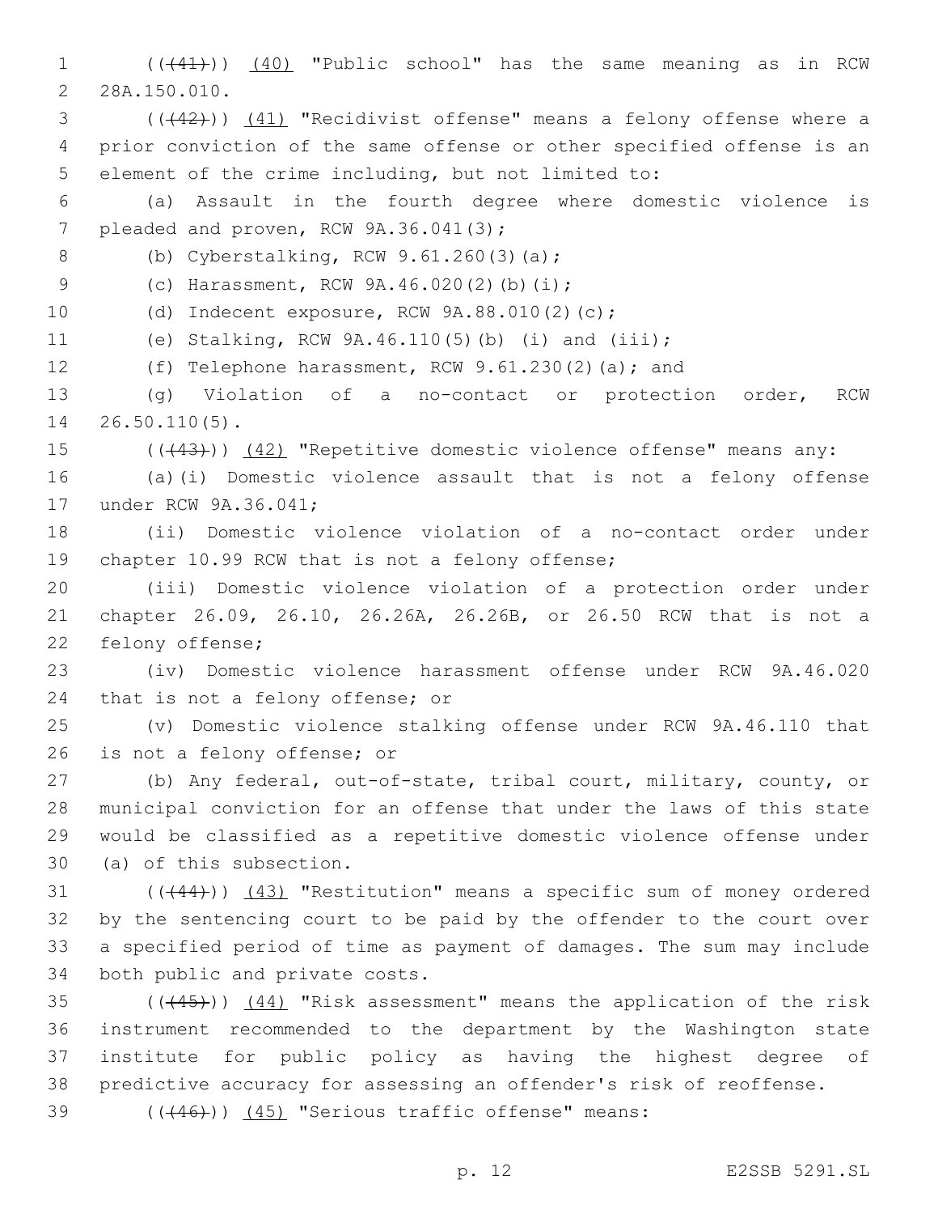(~~((41))~~) (40) "Public school" has the same meaning as in RCW 28A.150.010.

(~~((42))~~) (41) "Recidivist offense" means a felony offense where a prior conviction of the same offense or other specified offense is an element of the crime including, but not limited to:

(a) Assault in the fourth degree where domestic violence is pleaded and proven, RCW 9A.36.041(3);

(b) Cyberstalking, RCW 9.61.260(3)(a);

(c) Harassment, RCW 9A.46.020(2)(b)(i);

(d) Indecent exposure, RCW 9A.88.010(2)(c);

(e) Stalking, RCW 9A.46.110(5)(b) (i) and (iii);

(f) Telephone harassment, RCW 9.61.230(2)(a); and

(g) Violation of a no-contact or protection order, RCW 26.50.110(5).

(~~((43))~~) (42) "Repetitive domestic violence offense" means any:

(a)(i) Domestic violence assault that is not a felony offense under RCW 9A.36.041;

(ii) Domestic violence violation of a no-contact order under chapter 10.99 RCW that is not a felony offense;

(iii) Domestic violence violation of a protection order under chapter 26.09, 26.10, 26.26A, 26.26B, or 26.50 RCW that is not a felony offense;

(iv) Domestic violence harassment offense under RCW 9A.46.020 that is not a felony offense; or

(v) Domestic violence stalking offense under RCW 9A.46.110 that is not a felony offense; or

(b) Any federal, out-of-state, tribal court, military, county, or municipal conviction for an offense that under the laws of this state would be classified as a repetitive domestic violence offense under (a) of this subsection.

(~~((44))~~) (43) "Restitution" means a specific sum of money ordered by the sentencing court to be paid by the offender to the court over a specified period of time as payment of damages. The sum may include both public and private costs.

(~~((45))~~) (44) "Risk assessment" means the application of the risk instrument recommended to the department by the Washington state institute for public policy as having the highest degree of predictive accuracy for assessing an offender's risk of reoffense.

(~~((46))~~) (45) "Serious traffic offense" means: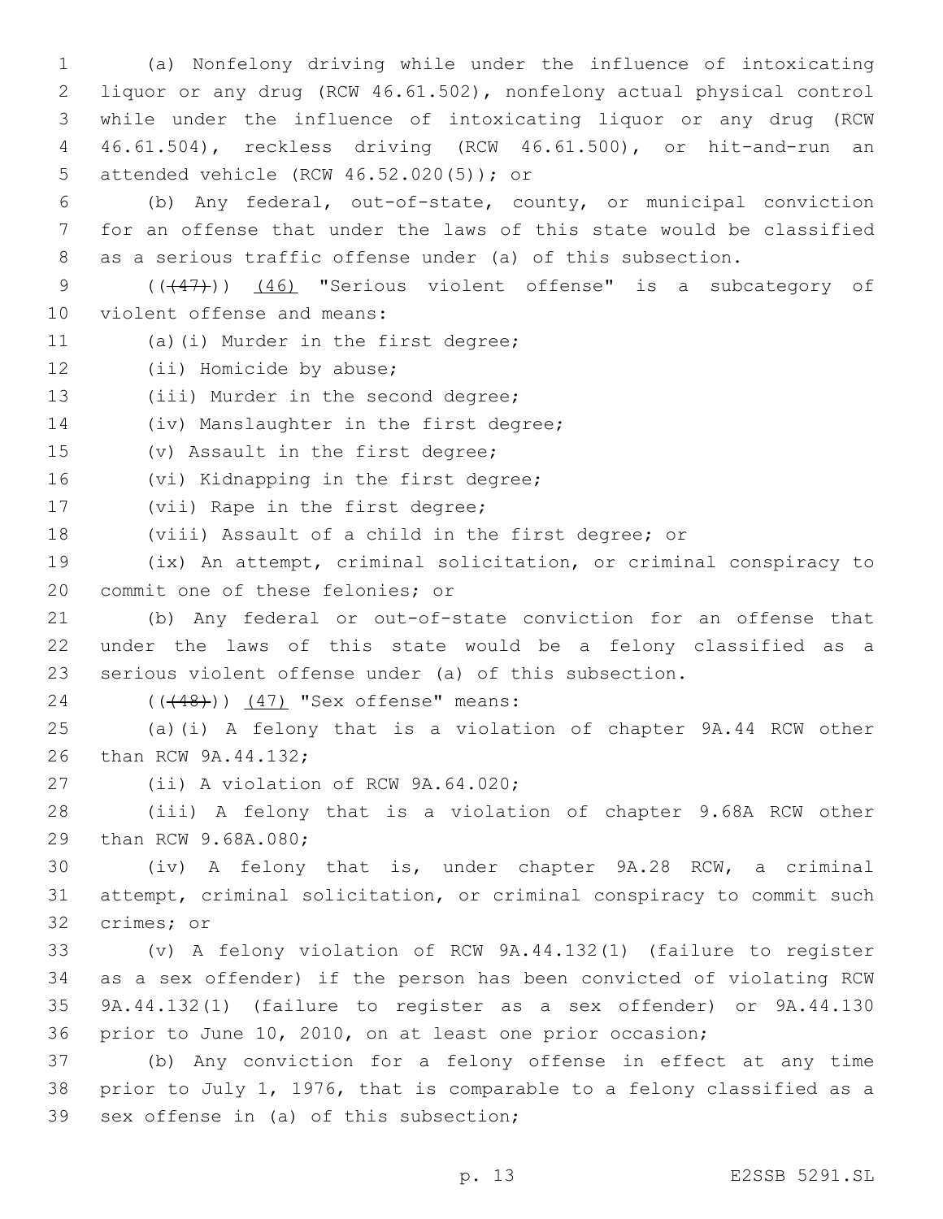(a) Nonfelony driving while under the influence of intoxicating liquor or any drug (RCW 46.61.502), nonfelony actual physical control while under the influence of intoxicating liquor or any drug (RCW 46.61.504), reckless driving (RCW 46.61.500), or hit-and-run an attended vehicle (RCW 46.52.020(5)); or

(b) Any federal, out-of-state, county, or municipal conviction for an offense that under the laws of this state would be classified as a serious traffic offense under (a) of this subsection.

(((47))) (46) "Serious violent offense" is a subcategory of violent offense and means:

(a)(i) Murder in the first degree;

(ii) Homicide by abuse;

(iii) Murder in the second degree;

(iv) Manslaughter in the first degree;

(v) Assault in the first degree;

(vi) Kidnapping in the first degree;

(vii) Rape in the first degree;

(viii) Assault of a child in the first degree; or

(ix) An attempt, criminal solicitation, or criminal conspiracy to commit one of these felonies; or

(b) Any federal or out-of-state conviction for an offense that under the laws of this state would be a felony classified as a serious violent offense under (a) of this subsection.

(((48))) (47) "Sex offense" means:

(a)(i) A felony that is a violation of chapter 9A.44 RCW other than RCW 9A.44.132;

(ii) A violation of RCW 9A.64.020;

(iii) A felony that is a violation of chapter 9.68A RCW other than RCW 9.68A.080;

(iv) A felony that is, under chapter 9A.28 RCW, a criminal attempt, criminal solicitation, or criminal conspiracy to commit such crimes; or

(v) A felony violation of RCW 9A.44.132(1) (failure to register as a sex offender) if the person has been convicted of violating RCW 9A.44.132(1) (failure to register as a sex offender) or 9A.44.130 prior to June 10, 2010, on at least one prior occasion;

(b) Any conviction for a felony offense in effect at any time prior to July 1, 1976, that is comparable to a felony classified as a sex offense in (a) of this subsection;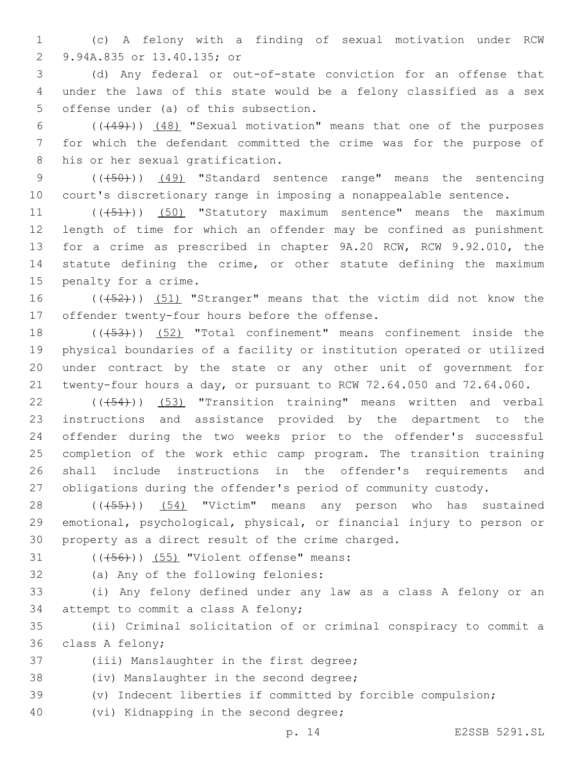(c) A felony with a finding of sexual motivation under RCW 9.94A.835 or 13.40.135; or

(d) Any federal or out-of-state conviction for an offense that under the laws of this state would be a felony classified as a sex offense under (a) of this subsection.

~~((49))~~ (48) "Sexual motivation" means that one of the purposes for which the defendant committed the crime was for the purpose of his or her sexual gratification.

~~((50))~~ (49) "Standard sentence range" means the sentencing court's discretionary range in imposing a nonappealable sentence.

~~((51))~~ (50) "Statutory maximum sentence" means the maximum length of time for which an offender may be confined as punishment for a crime as prescribed in chapter 9A.20 RCW, RCW 9.92.010, the statute defining the crime, or other statute defining the maximum penalty for a crime.

~~((52))~~ (51) "Stranger" means that the victim did not know the offender twenty-four hours before the offense.

~~((53))~~ (52) "Total confinement" means confinement inside the physical boundaries of a facility or institution operated or utilized under contract by the state or any other unit of government for twenty-four hours a day, or pursuant to RCW 72.64.050 and 72.64.060.

~~((54))~~ (53) "Transition training" means written and verbal instructions and assistance provided by the department to the offender during the two weeks prior to the offender's successful completion of the work ethic camp program. The transition training shall include instructions in the offender's requirements and obligations during the offender's period of community custody.

~~((55))~~ (54) "Victim" means any person who has sustained emotional, psychological, physical, or financial injury to person or property as a direct result of the crime charged.

~~((56))~~ (55) "Violent offense" means:

(a) Any of the following felonies:

(i) Any felony defined under any law as a class A felony or an attempt to commit a class A felony;

(ii) Criminal solicitation of or criminal conspiracy to commit a class A felony;

(iii) Manslaughter in the first degree;

(iv) Manslaughter in the second degree;

(v) Indecent liberties if committed by forcible compulsion;

(vi) Kidnapping in the second degree;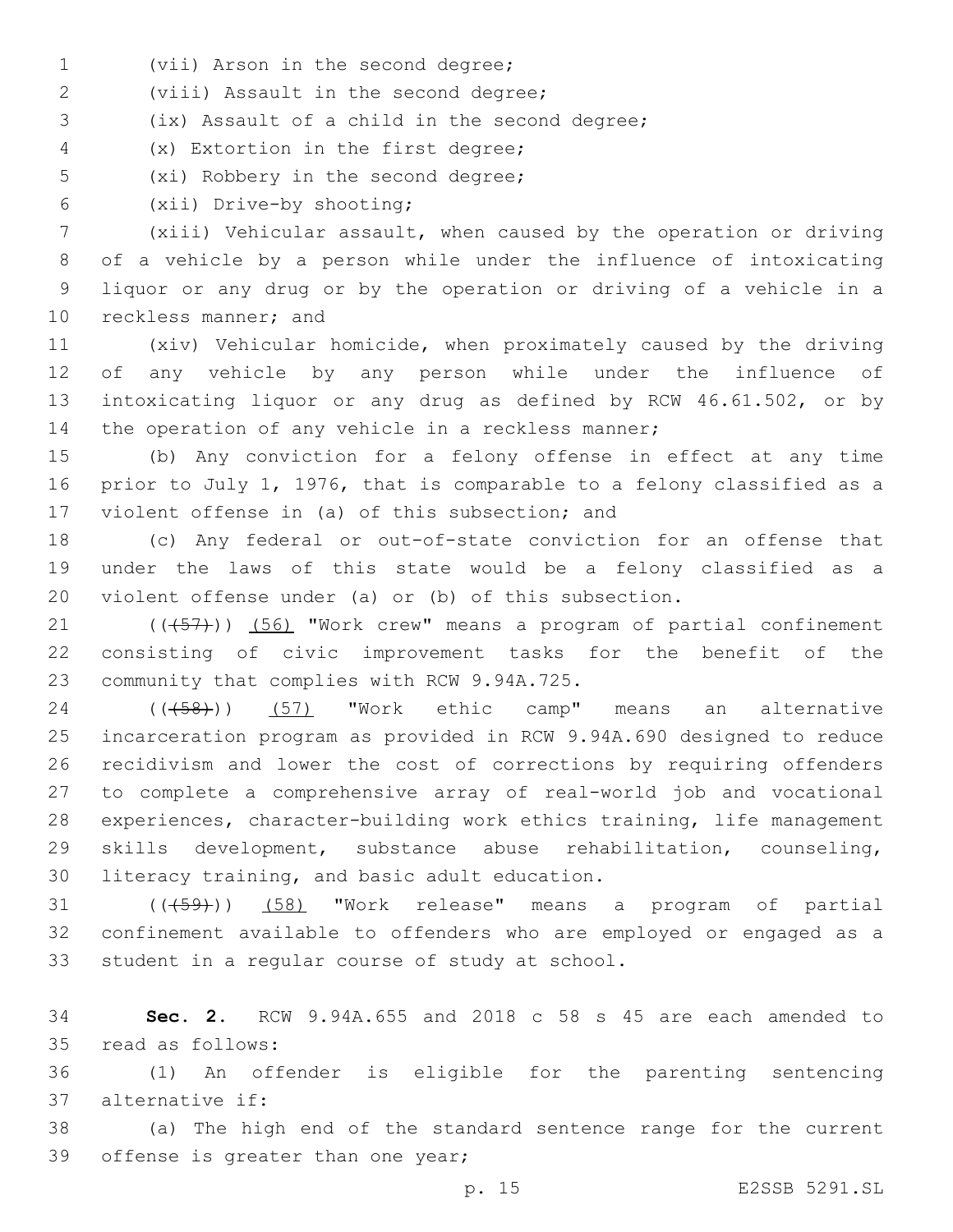(vii) Arson in the second degree;

(viii) Assault in the second degree;

(ix) Assault of a child in the second degree;

(x) Extortion in the first degree;

(xi) Robbery in the second degree;

(xii) Drive-by shooting;

(xiii) Vehicular assault, when caused by the operation or driving of a vehicle by a person while under the influence of intoxicating liquor or any drug or by the operation or driving of a vehicle in a reckless manner; and

(xiv) Vehicular homicide, when proximately caused by the driving of any vehicle by any person while under the influence of intoxicating liquor or any drug as defined by RCW 46.61.502, or by the operation of any vehicle in a reckless manner;

(b) Any conviction for a felony offense in effect at any time prior to July 1, 1976, that is comparable to a felony classified as a violent offense in (a) of this subsection; and

(c) Any federal or out-of-state conviction for an offense that under the laws of this state would be a felony classified as a violent offense under (a) or (b) of this subsection.

~~((57))~~ (56) "Work crew" means a program of partial confinement consisting of civic improvement tasks for the benefit of the community that complies with RCW 9.94A.725.

~~((58))~~ (57) "Work ethic camp" means an alternative incarceration program as provided in RCW 9.94A.690 designed to reduce recidivism and lower the cost of corrections by requiring offenders to complete a comprehensive array of real-world job and vocational experiences, character-building work ethics training, life management skills development, substance abuse rehabilitation, counseling, literacy training, and basic adult education.

~~((59))~~ (58) "Work release" means a program of partial confinement available to offenders who are employed or engaged as a student in a regular course of study at school.

**Sec. 2.** RCW 9.94A.655 and 2018 c 58 s 45 are each amended to read as follows:

(1) An offender is eligible for the parenting sentencing alternative if:

(a) The high end of the standard sentence range for the current offense is greater than one year;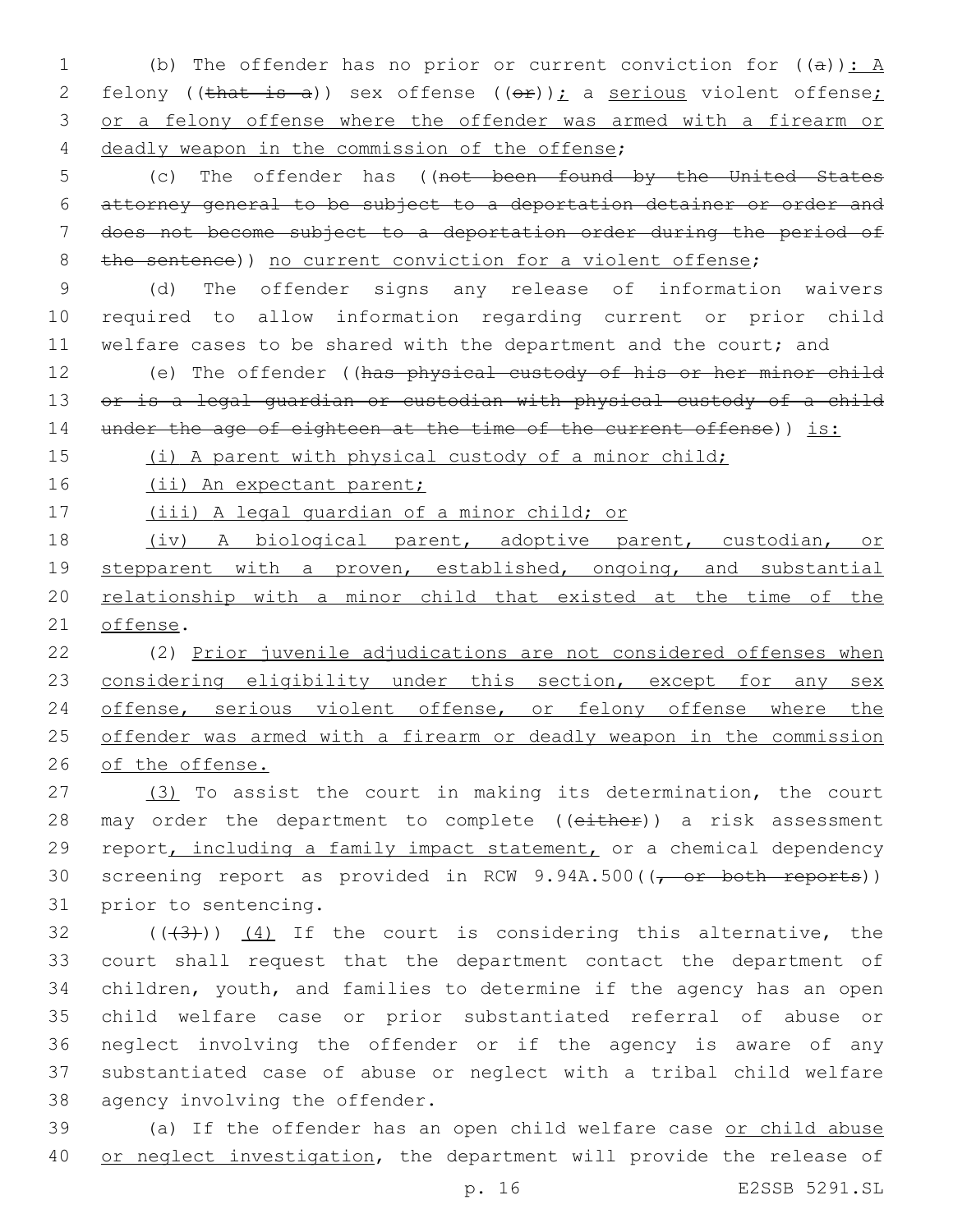(b) The offender has no prior or current conviction for ((a)): A felony ((that is a)) sex offense ((or)); a serious violent offense; or a felony offense where the offender was armed with a firearm or deadly weapon in the commission of the offense;

(c) The offender has ((not been found by the United States attorney general to be subject to a deportation detainer or order and does not become subject to a deportation order during the period of the sentence)) no current conviction for a violent offense;

(d) The offender signs any release of information waivers required to allow information regarding current or prior child welfare cases to be shared with the department and the court; and

(e) The offender ((has physical custody of his or her minor child or is a legal guardian or custodian with physical custody of a child under the age of eighteen at the time of the current offense)) is:

(i) A parent with physical custody of a minor child;

(ii) An expectant parent;

(iii) A legal guardian of a minor child; or

(iv) A biological parent, adoptive parent, custodian, or stepparent with a proven, established, ongoing, and substantial relationship with a minor child that existed at the time of the offense.

(2) Prior juvenile adjudications are not considered offenses when considering eligibility under this section, except for any sex offense, serious violent offense, or felony offense where the offender was armed with a firearm or deadly weapon in the commission of the offense.

(3) To assist the court in making its determination, the court may order the department to complete ((either)) a risk assessment report, including a family impact statement, or a chemical dependency screening report as provided in RCW 9.94A.500((, or both reports)) prior to sentencing.

(((3))) (4) If the court is considering this alternative, the court shall request that the department contact the department of children, youth, and families to determine if the agency has an open child welfare case or prior substantiated referral of abuse or neglect involving the offender or if the agency is aware of any substantiated case of abuse or neglect with a tribal child welfare agency involving the offender.

(a) If the offender has an open child welfare case or child abuse or neglect investigation, the department will provide the release of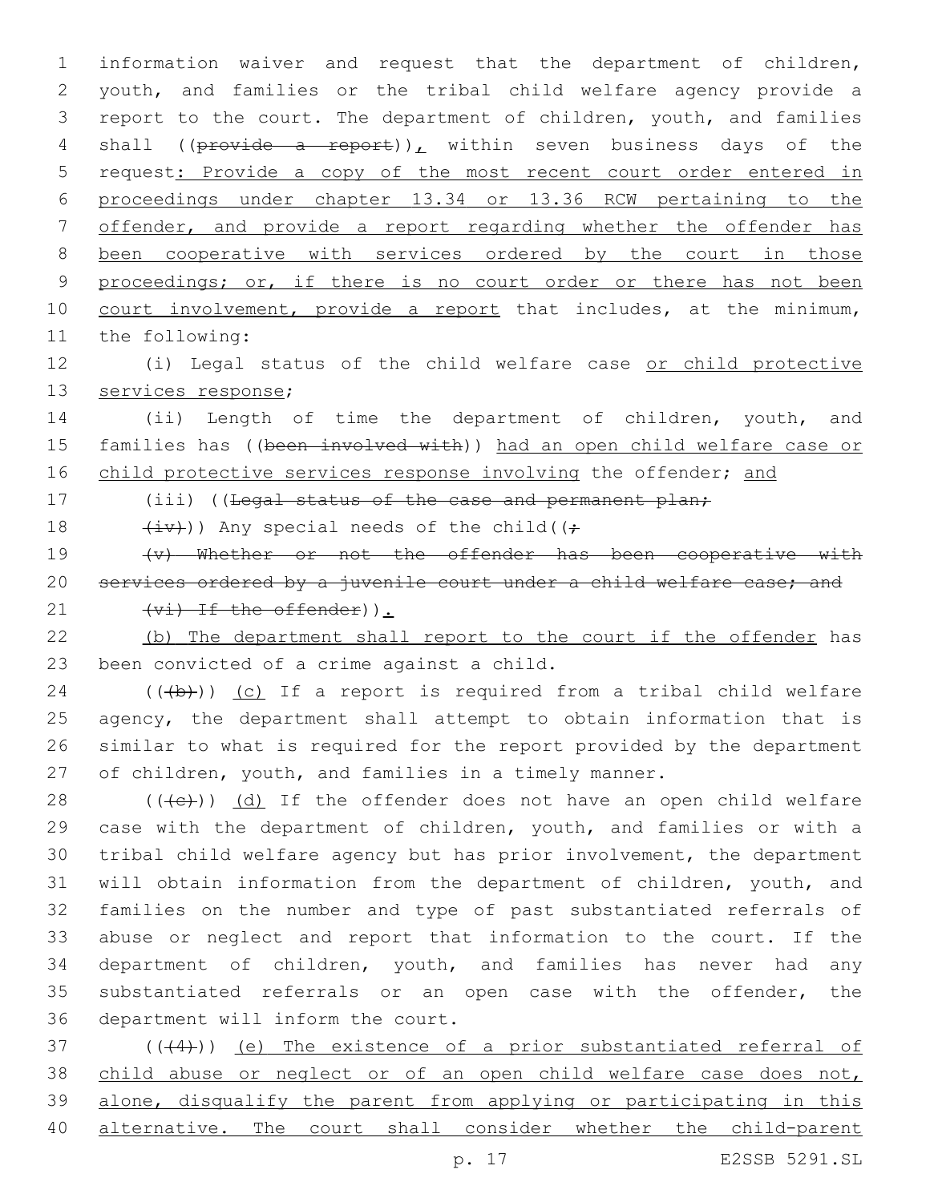information waiver and request that the department of children, youth, and families or the tribal child welfare agency provide a report to the court. The department of children, youth, and families shall ((~~provide a report~~)), within seven business days of the request: Provide a copy of the most recent court order entered in proceedings under chapter 13.34 or 13.36 RCW pertaining to the offender, and provide a report regarding whether the offender has been cooperative with services ordered by the court in those proceedings; or, if there is no court order or there has not been court involvement, provide a report that includes, at the minimum, the following:

(i) Legal status of the child welfare case or child protective services response;

(ii) Length of time the department of children, youth, and families has ((~~been involved with~~)) had an open child welfare case or child protective services response involving the offender; and

(iii) ((~~Legal status of the case and permanent plan;~~

~~(iv)~~)) Any special needs of the child((~~;~~

~~(v) Whether or not the offender has been cooperative with services ordered by a juvenile court under a child welfare case; and~~

~~(vi) If the offender~~)).

(b) The department shall report to the court if the offender has been convicted of a crime against a child.

((~~(b)~~)) (c) If a report is required from a tribal child welfare agency, the department shall attempt to obtain information that is similar to what is required for the report provided by the department of children, youth, and families in a timely manner.

((~~(c)~~)) (d) If the offender does not have an open child welfare case with the department of children, youth, and families or with a tribal child welfare agency but has prior involvement, the department will obtain information from the department of children, youth, and families on the number and type of past substantiated referrals of abuse or neglect and report that information to the court. If the department of children, youth, and families has never had any substantiated referrals or an open case with the offender, the department will inform the court.

((~~(4)~~)) (e) The existence of a prior substantiated referral of child abuse or neglect or of an open child welfare case does not, alone, disqualify the parent from applying or participating in this alternative. The court shall consider whether the child-parent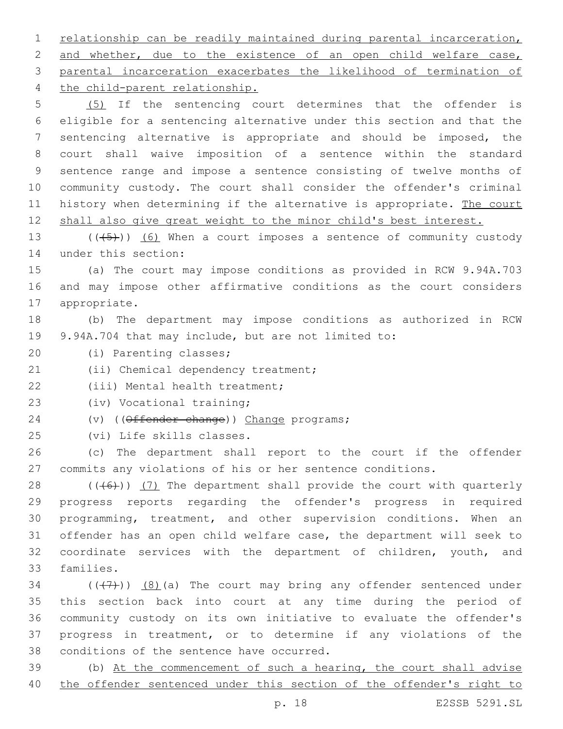relationship can be readily maintained during parental incarceration, and whether, due to the existence of an open child welfare case, parental incarceration exacerbates the likelihood of termination of the child-parent relationship.

(5) If the sentencing court determines that the offender is eligible for a sentencing alternative under this section and that the sentencing alternative is appropriate and should be imposed, the court shall waive imposition of a sentence within the standard sentence range and impose a sentence consisting of twelve months of community custody. The court shall consider the offender's criminal history when determining if the alternative is appropriate. The court shall also give great weight to the minor child's best interest.

(((5))) (6) When a court imposes a sentence of community custody under this section:

(a) The court may impose conditions as provided in RCW 9.94A.703 and may impose other affirmative conditions as the court considers appropriate.

(b) The department may impose conditions as authorized in RCW 9.94A.704 that may include, but are not limited to:

(i) Parenting classes;

(ii) Chemical dependency treatment;

(iii) Mental health treatment;

(iv) Vocational training;

(v) ((~~Offender change~~)) Change programs;

(vi) Life skills classes.

(c) The department shall report to the court if the offender commits any violations of his or her sentence conditions.

(((6))) (7) The department shall provide the court with quarterly progress reports regarding the offender's progress in required programming, treatment, and other supervision conditions. When an offender has an open child welfare case, the department will seek to coordinate services with the department of children, youth, and families.

(((7))) (8)(a) The court may bring any offender sentenced under this section back into court at any time during the period of community custody on its own initiative to evaluate the offender's progress in treatment, or to determine if any violations of the conditions of the sentence have occurred.

(b) At the commencement of such a hearing, the court shall advise the offender sentenced under this section of the offender's right to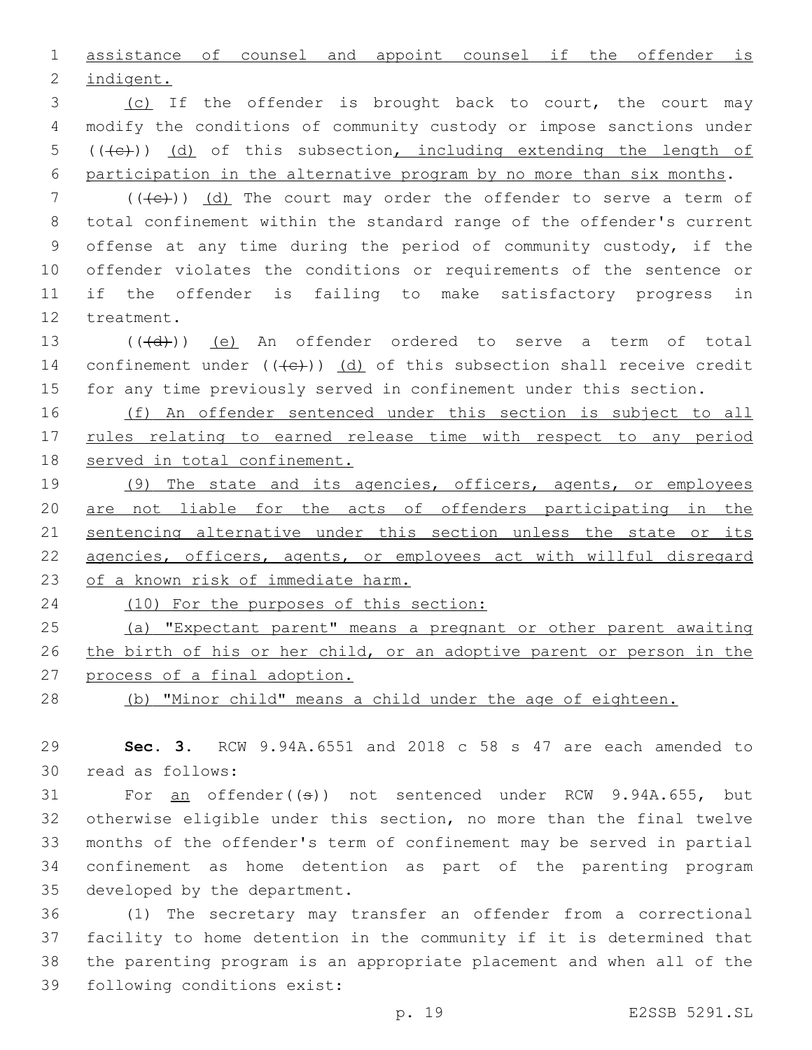assistance of counsel and appoint counsel if the offender is indigent.

(c) If the offender is brought back to court, the court may modify the conditions of community custody or impose sanctions under ((~~(c)~~)) (d) of this subsection, including extending the length of participation in the alternative program by no more than six months.

((~~(c)~~)) (d) The court may order the offender to serve a term of total confinement within the standard range of the offender's current offense at any time during the period of community custody, if the offender violates the conditions or requirements of the sentence or if the offender is failing to make satisfactory progress in treatment.

((~~(d)~~)) (e) An offender ordered to serve a term of total confinement under ((~~(c)~~)) (d) of this subsection shall receive credit for any time previously served in confinement under this section.

(f) An offender sentenced under this section is subject to all rules relating to earned release time with respect to any period served in total confinement.

(9) The state and its agencies, officers, agents, or employees are not liable for the acts of offenders participating in the sentencing alternative under this section unless the state or its agencies, officers, agents, or employees act with willful disregard of a known risk of immediate harm.

(10) For the purposes of this section:

(a) "Expectant parent" means a pregnant or other parent awaiting the birth of his or her child, or an adoptive parent or person in the process of a final adoption.

(b) "Minor child" means a child under the age of eighteen.

**Sec. 3.** RCW 9.94A.6551 and 2018 c 58 s 47 are each amended to read as follows:

For an offender((~~s~~)) not sentenced under RCW 9.94A.655, but otherwise eligible under this section, no more than the final twelve months of the offender's term of confinement may be served in partial confinement as home detention as part of the parenting program developed by the department.

(1) The secretary may transfer an offender from a correctional facility to home detention in the community if it is determined that the parenting program is an appropriate placement and when all of the following conditions exist: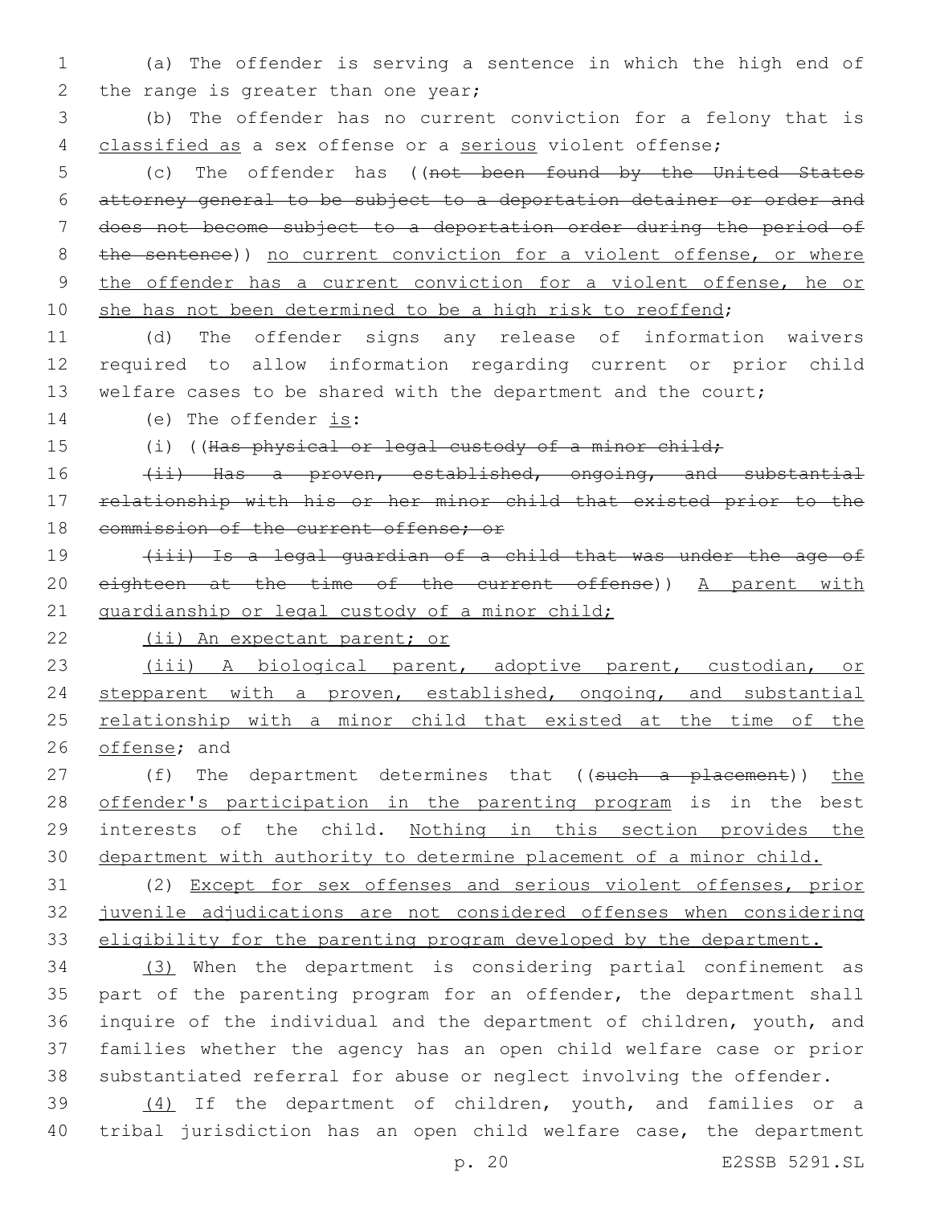(a) The offender is serving a sentence in which the high end of the range is greater than one year;

(b) The offender has no current conviction for a felony that is classified as a sex offense or a serious violent offense;

(c) The offender has ((~~not been found by the United States attorney general to be subject to a deportation detainer or order and does not become subject to a deportation order during the period of the sentence~~)) no current conviction for a violent offense, or where the offender has a current conviction for a violent offense, he or she has not been determined to be a high risk to reoffend;

(d) The offender signs any release of information waivers required to allow information regarding current or prior child welfare cases to be shared with the department and the court;

(e) The offender is:

(i) ((~~Has physical or legal custody of a minor child;~~

~~(ii) Has a proven, established, ongoing, and substantial relationship with his or her minor child that existed prior to the commission of the current offense; or~~

~~(iii) Is a legal guardian of a child that was under the age of eighteen at the time of the current offense~~)) A parent with guardianship or legal custody of a minor child;

(ii) An expectant parent; or

(iii) A biological parent, adoptive parent, custodian, or stepparent with a proven, established, ongoing, and substantial relationship with a minor child that existed at the time of the offense; and

(f) The department determines that ((~~such a placement~~)) the offender's participation in the parenting program is in the best interests of the child. Nothing in this section provides the department with authority to determine placement of a minor child.

(2) Except for sex offenses and serious violent offenses, prior juvenile adjudications are not considered offenses when considering eligibility for the parenting program developed by the department.

(3) When the department is considering partial confinement as part of the parenting program for an offender, the department shall inquire of the individual and the department of children, youth, and families whether the agency has an open child welfare case or prior substantiated referral for abuse or neglect involving the offender.

(4) If the department of children, youth, and families or a tribal jurisdiction has an open child welfare case, the department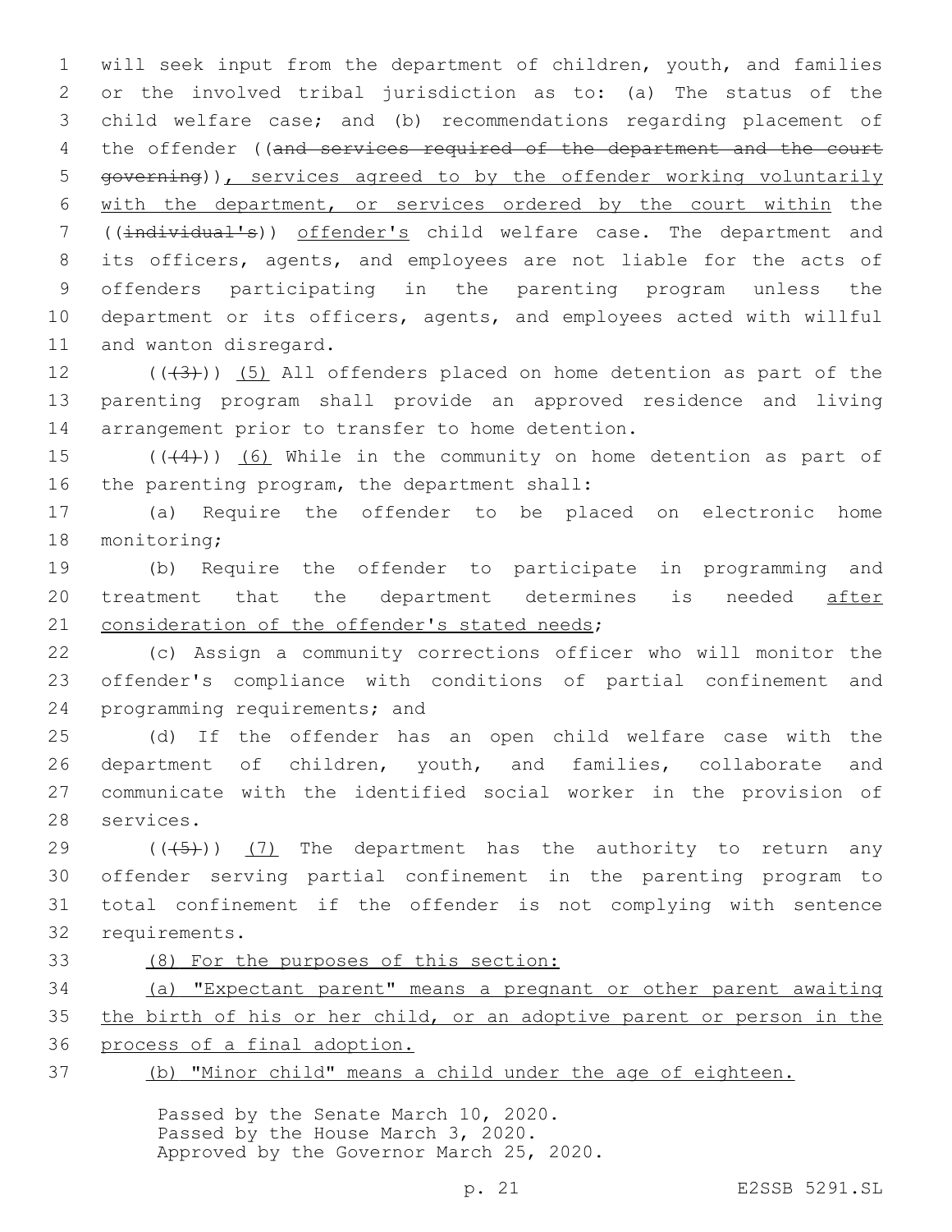will seek input from the department of children, youth, and families or the involved tribal jurisdiction as to: (a) The status of the child welfare case; and (b) recommendations regarding placement of the offender ((~~and services required of the department and the court governing~~)), services agreed to by the offender working voluntarily with the department, or services ordered by the court within the ((~~individual's~~)) offender's child welfare case. The department and its officers, agents, and employees are not liable for the acts of offenders participating in the parenting program unless the department or its officers, agents, and employees acted with willful and wanton disregard.

((~~(3)~~)) (5) All offenders placed on home detention as part of the parenting program shall provide an approved residence and living arrangement prior to transfer to home detention.

((~~(4)~~)) (6) While in the community on home detention as part of the parenting program, the department shall:

(a) Require the offender to be placed on electronic home monitoring;

(b) Require the offender to participate in programming and treatment that the department determines is needed after consideration of the offender's stated needs;

(c) Assign a community corrections officer who will monitor the offender's compliance with conditions of partial confinement and programming requirements; and

(d) If the offender has an open child welfare case with the department of children, youth, and families, collaborate and communicate with the identified social worker in the provision of services.

((~~(5)~~)) (7) The department has the authority to return any offender serving partial confinement in the parenting program to total confinement if the offender is not complying with sentence requirements.

(8) For the purposes of this section:

(a) "Expectant parent" means a pregnant or other parent awaiting the birth of his or her child, or an adoptive parent or person in the process of a final adoption.

(b) "Minor child" means a child under the age of eighteen.

Passed by the Senate March 10, 2020.
Passed by the House March 3, 2020.
Approved by the Governor March 25, 2020.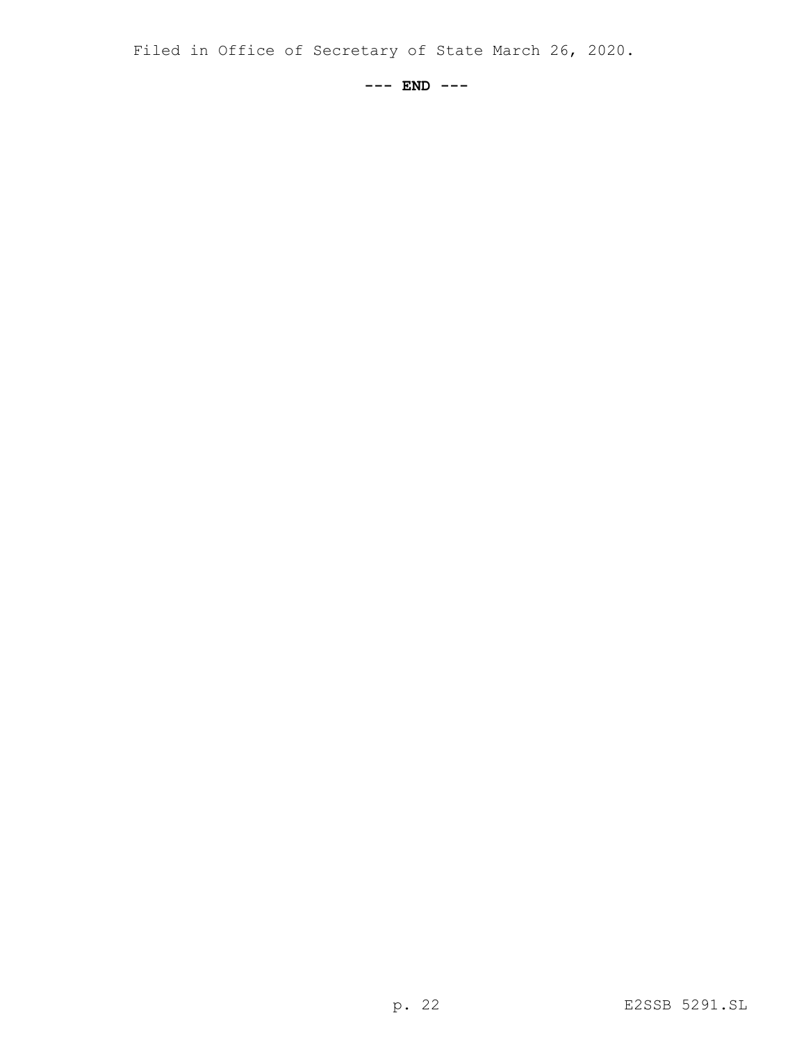Filed in Office of Secretary of State March 26, 2020.

**--- END ---**